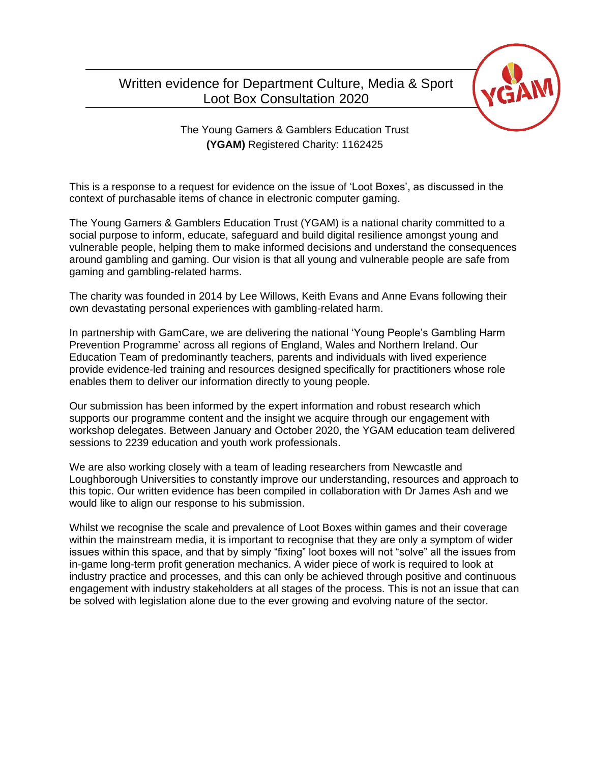# Written evidence for Department Culture, Media & Sport Loot Box Consultation 2020

The Young Gamers & Gamblers Education Trust
**(YGAM)** Registered Charity: 1162425

This is a response to a request for evidence on the issue of 'Loot Boxes', as discussed in the context of purchasable items of chance in electronic computer gaming.

The Young Gamers & Gamblers Education Trust (YGAM) is a national charity committed to a social purpose to inform, educate, safeguard and build digital resilience amongst young and vulnerable people, helping them to make informed decisions and understand the consequences around gambling and gaming. Our vision is that all young and vulnerable people are safe from gaming and gambling-related harms.

The charity was founded in 2014 by Lee Willows, Keith Evans and Anne Evans following their own devastating personal experiences with gambling-related harm.

In partnership with GamCare, we are delivering the national 'Young People's Gambling Harm Prevention Programme' across all regions of England, Wales and Northern Ireland. Our Education Team of predominantly teachers, parents and individuals with lived experience provide evidence-led training and resources designed specifically for practitioners whose role enables them to deliver our information directly to young people.

Our submission has been informed by the expert information and robust research which supports our programme content and the insight we acquire through our engagement with workshop delegates. Between January and October 2020, the YGAM education team delivered sessions to 2239 education and youth work professionals.

We are also working closely with a team of leading researchers from Newcastle and Loughborough Universities to constantly improve our understanding, resources and approach to this topic. Our written evidence has been compiled in collaboration with Dr James Ash and we would like to align our response to his submission.

Whilst we recognise the scale and prevalence of Loot Boxes within games and their coverage within the mainstream media, it is important to recognise that they are only a symptom of wider issues within this space, and that by simply "fixing" loot boxes will not "solve" all the issues from in-game long-term profit generation mechanics. A wider piece of work is required to look at industry practice and processes, and this can only be achieved through positive and continuous engagement with industry stakeholders at all stages of the process. This is not an issue that can be solved with legislation alone due to the ever growing and evolving nature of the sector.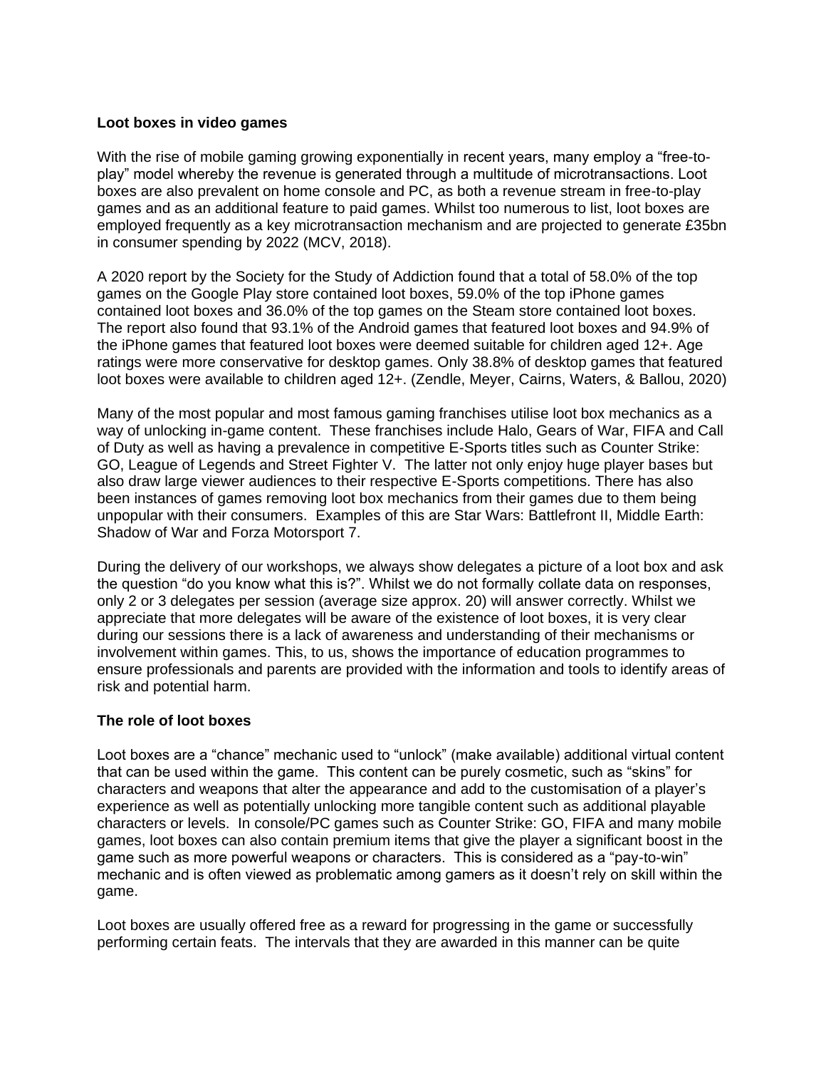**Loot boxes in video games**

With the rise of mobile gaming growing exponentially in recent years, many employ a "free-to-play" model whereby the revenue is generated through a multitude of microtransactions. Loot boxes are also prevalent on home console and PC, as both a revenue stream in free-to-play games and as an additional feature to paid games. Whilst too numerous to list, loot boxes are employed frequently as a key microtransaction mechanism and are projected to generate £35bn in consumer spending by 2022 (MCV, 2018).

A 2020 report by the Society for the Study of Addiction found that a total of 58.0% of the top games on the Google Play store contained loot boxes, 59.0% of the top iPhone games contained loot boxes and 36.0% of the top games on the Steam store contained loot boxes. The report also found that 93.1% of the Android games that featured loot boxes and 94.9% of the iPhone games that featured loot boxes were deemed suitable for children aged 12+. Age ratings were more conservative for desktop games. Only 38.8% of desktop games that featured loot boxes were available to children aged 12+. (Zendle, Meyer, Cairns, Waters, & Ballou, 2020)

Many of the most popular and most famous gaming franchises utilise loot box mechanics as a way of unlocking in-game content. These franchises include Halo, Gears of War, FIFA and Call of Duty as well as having a prevalence in competitive E-Sports titles such as Counter Strike: GO, League of Legends and Street Fighter V. The latter not only enjoy huge player bases but also draw large viewer audiences to their respective E-Sports competitions. There has also been instances of games removing loot box mechanics from their games due to them being unpopular with their consumers. Examples of this are Star Wars: Battlefront II, Middle Earth: Shadow of War and Forza Motorsport 7.

During the delivery of our workshops, we always show delegates a picture of a loot box and ask the question "do you know what this is?". Whilst we do not formally collate data on responses, only 2 or 3 delegates per session (average size approx. 20) will answer correctly. Whilst we appreciate that more delegates will be aware of the existence of loot boxes, it is very clear during our sessions there is a lack of awareness and understanding of their mechanisms or involvement within games. This, to us, shows the importance of education programmes to ensure professionals and parents are provided with the information and tools to identify areas of risk and potential harm.

**The role of loot boxes**

Loot boxes are a "chance" mechanic used to "unlock" (make available) additional virtual content that can be used within the game. This content can be purely cosmetic, such as "skins" for characters and weapons that alter the appearance and add to the customisation of a player's experience as well as potentially unlocking more tangible content such as additional playable characters or levels. In console/PC games such as Counter Strike: GO, FIFA and many mobile games, loot boxes can also contain premium items that give the player a significant boost in the game such as more powerful weapons or characters. This is considered as a "pay-to-win" mechanic and is often viewed as problematic among gamers as it doesn't rely on skill within the game.

Loot boxes are usually offered free as a reward for progressing in the game or successfully performing certain feats. The intervals that they are awarded in this manner can be quite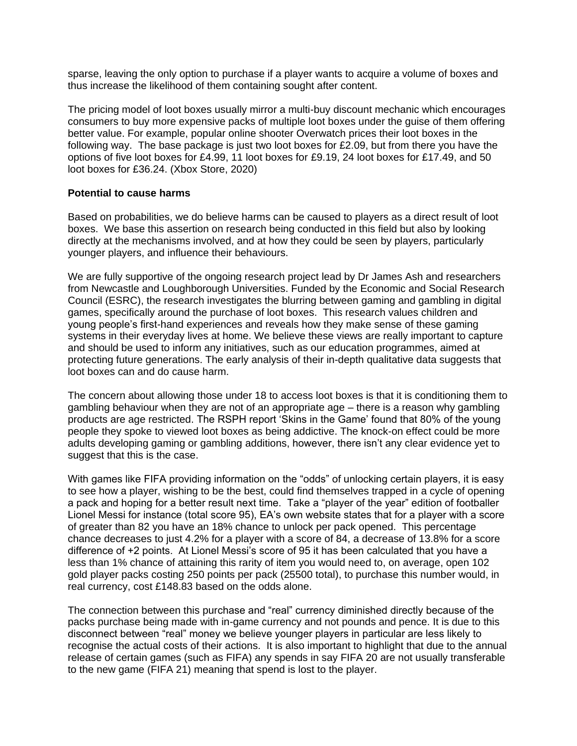sparse, leaving the only option to purchase if a player wants to acquire a volume of boxes and thus increase the likelihood of them containing sought after content.

The pricing model of loot boxes usually mirror a multi-buy discount mechanic which encourages consumers to buy more expensive packs of multiple loot boxes under the guise of them offering better value. For example, popular online shooter Overwatch prices their loot boxes in the following way. The base package is just two loot boxes for £2.09, but from there you have the options of five loot boxes for £4.99, 11 loot boxes for £9.19, 24 loot boxes for £17.49, and 50 loot boxes for £36.24. (Xbox Store, 2020)

**Potential to cause harms**

Based on probabilities, we do believe harms can be caused to players as a direct result of loot boxes. We base this assertion on research being conducted in this field but also by looking directly at the mechanisms involved, and at how they could be seen by players, particularly younger players, and influence their behaviours.

We are fully supportive of the ongoing research project lead by Dr James Ash and researchers from Newcastle and Loughborough Universities. Funded by the Economic and Social Research Council (ESRC), the research investigates the blurring between gaming and gambling in digital games, specifically around the purchase of loot boxes. This research values children and young people's first-hand experiences and reveals how they make sense of these gaming systems in their everyday lives at home. We believe these views are really important to capture and should be used to inform any initiatives, such as our education programmes, aimed at protecting future generations. The early analysis of their in-depth qualitative data suggests that loot boxes can and do cause harm.

The concern about allowing those under 18 to access loot boxes is that it is conditioning them to gambling behaviour when they are not of an appropriate age – there is a reason why gambling products are age restricted. The RSPH report 'Skins in the Game' found that 80% of the young people they spoke to viewed loot boxes as being addictive. The knock-on effect could be more adults developing gaming or gambling additions, however, there isn't any clear evidence yet to suggest that this is the case.

With games like FIFA providing information on the "odds" of unlocking certain players, it is easy to see how a player, wishing to be the best, could find themselves trapped in a cycle of opening a pack and hoping for a better result next time. Take a "player of the year" edition of footballer Lionel Messi for instance (total score 95), EA's own website states that for a player with a score of greater than 82 you have an 18% chance to unlock per pack opened. This percentage chance decreases to just 4.2% for a player with a score of 84, a decrease of 13.8% for a score difference of +2 points. At Lionel Messi's score of 95 it has been calculated that you have a less than 1% chance of attaining this rarity of item you would need to, on average, open 102 gold player packs costing 250 points per pack (25500 total), to purchase this number would, in real currency, cost £148.83 based on the odds alone.

The connection between this purchase and "real" currency diminished directly because of the packs purchase being made with in-game currency and not pounds and pence. It is due to this disconnect between "real" money we believe younger players in particular are less likely to recognise the actual costs of their actions. It is also important to highlight that due to the annual release of certain games (such as FIFA) any spends in say FIFA 20 are not usually transferable to the new game (FIFA 21) meaning that spend is lost to the player.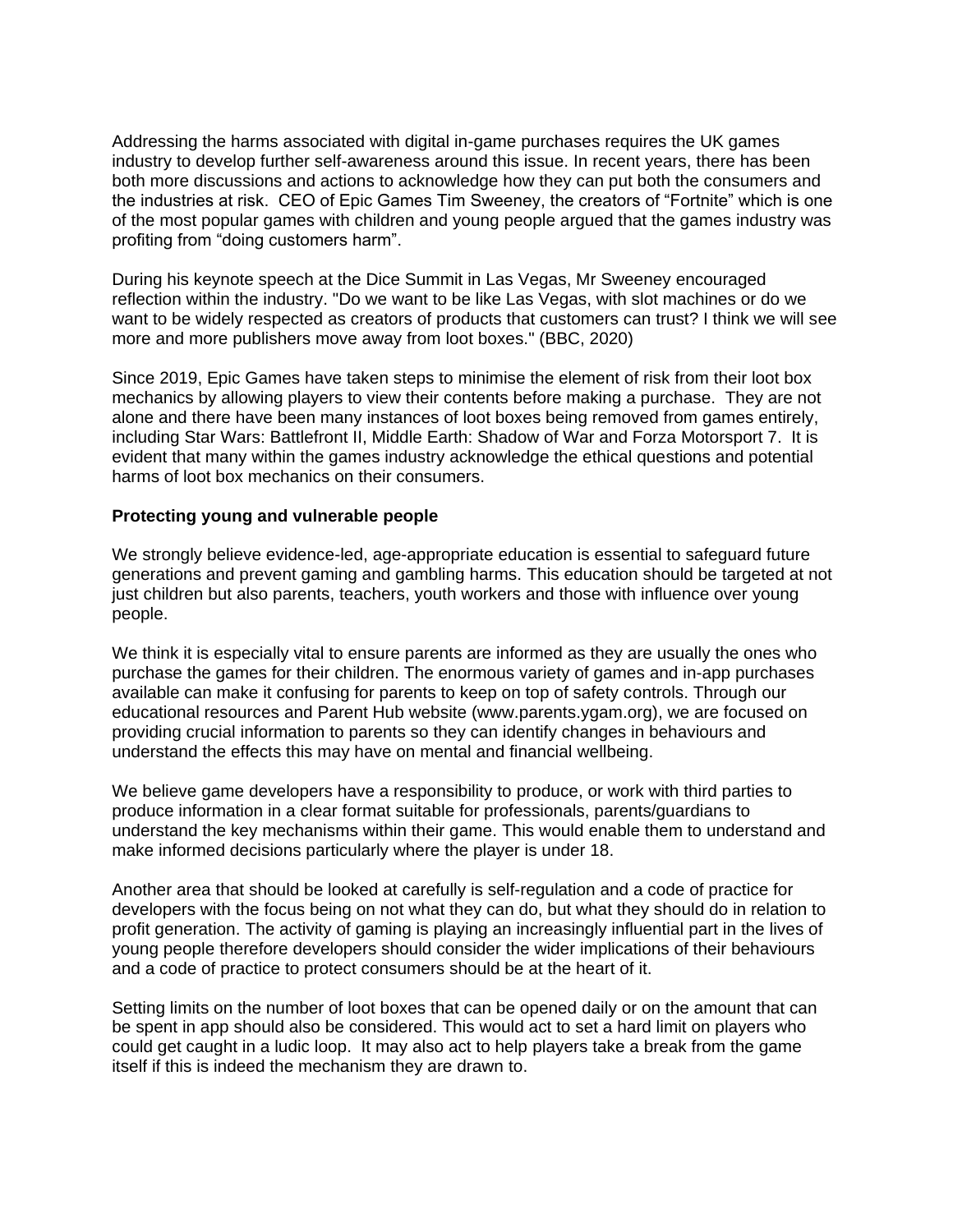Addressing the harms associated with digital in-game purchases requires the UK games industry to develop further self-awareness around this issue. In recent years, there has been both more discussions and actions to acknowledge how they can put both the consumers and the industries at risk. CEO of Epic Games Tim Sweeney, the creators of "Fortnite" which is one of the most popular games with children and young people argued that the games industry was profiting from "doing customers harm".

During his keynote speech at the Dice Summit in Las Vegas, Mr Sweeney encouraged reflection within the industry. "Do we want to be like Las Vegas, with slot machines or do we want to be widely respected as creators of products that customers can trust? I think we will see more and more publishers move away from loot boxes." (BBC, 2020)

Since 2019, Epic Games have taken steps to minimise the element of risk from their loot box mechanics by allowing players to view their contents before making a purchase. They are not alone and there have been many instances of loot boxes being removed from games entirely, including Star Wars: Battlefront II, Middle Earth: Shadow of War and Forza Motorsport 7. It is evident that many within the games industry acknowledge the ethical questions and potential harms of loot box mechanics on their consumers.

**Protecting young and vulnerable people**

We strongly believe evidence-led, age-appropriate education is essential to safeguard future generations and prevent gaming and gambling harms. This education should be targeted at not just children but also parents, teachers, youth workers and those with influence over young people.

We think it is especially vital to ensure parents are informed as they are usually the ones who purchase the games for their children. The enormous variety of games and in-app purchases available can make it confusing for parents to keep on top of safety controls. Through our educational resources and Parent Hub website (www.parents.ygam.org), we are focused on providing crucial information to parents so they can identify changes in behaviours and understand the effects this may have on mental and financial wellbeing.

We believe game developers have a responsibility to produce, or work with third parties to produce information in a clear format suitable for professionals, parents/guardians to understand the key mechanisms within their game. This would enable them to understand and make informed decisions particularly where the player is under 18.

Another area that should be looked at carefully is self-regulation and a code of practice for developers with the focus being on not what they can do, but what they should do in relation to profit generation. The activity of gaming is playing an increasingly influential part in the lives of young people therefore developers should consider the wider implications of their behaviours and a code of practice to protect consumers should be at the heart of it.

Setting limits on the number of loot boxes that can be opened daily or on the amount that can be spent in app should also be considered. This would act to set a hard limit on players who could get caught in a ludic loop. It may also act to help players take a break from the game itself if this is indeed the mechanism they are drawn to.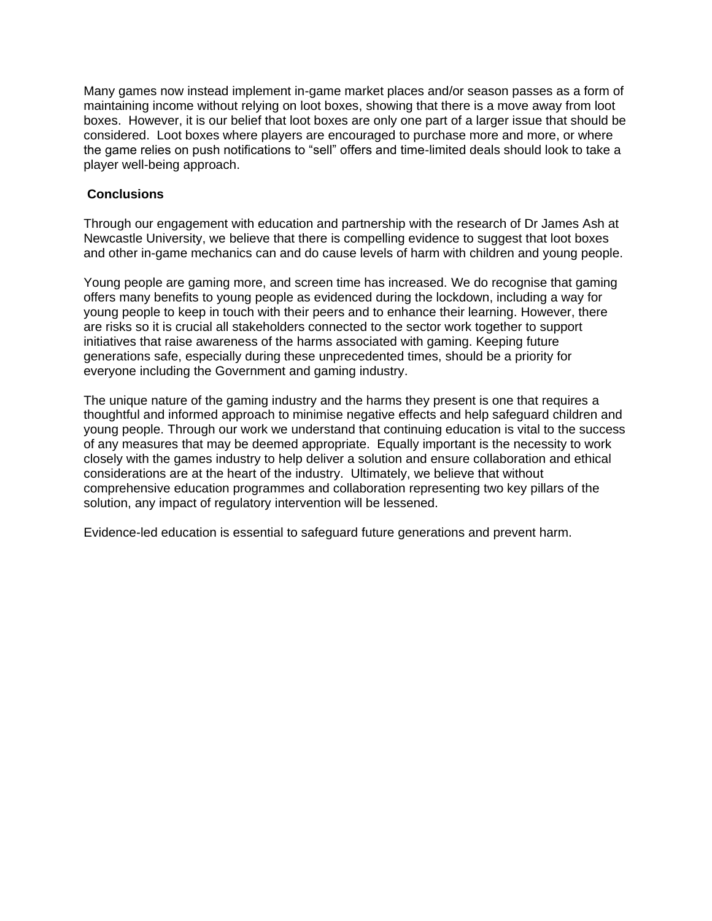Many games now instead implement in-game market places and/or season passes as a form of maintaining income without relying on loot boxes, showing that there is a move away from loot boxes. However, it is our belief that loot boxes are only one part of a larger issue that should be considered. Loot boxes where players are encouraged to purchase more and more, or where the game relies on push notifications to "sell" offers and time-limited deals should look to take a player well-being approach.

**Conclusions**

Through our engagement with education and partnership with the research of Dr James Ash at Newcastle University, we believe that there is compelling evidence to suggest that loot boxes and other in-game mechanics can and do cause levels of harm with children and young people.

Young people are gaming more, and screen time has increased. We do recognise that gaming offers many benefits to young people as evidenced during the lockdown, including a way for young people to keep in touch with their peers and to enhance their learning. However, there are risks so it is crucial all stakeholders connected to the sector work together to support initiatives that raise awareness of the harms associated with gaming. Keeping future generations safe, especially during these unprecedented times, should be a priority for everyone including the Government and gaming industry.

The unique nature of the gaming industry and the harms they present is one that requires a thoughtful and informed approach to minimise negative effects and help safeguard children and young people. Through our work we understand that continuing education is vital to the success of any measures that may be deemed appropriate. Equally important is the necessity to work closely with the games industry to help deliver a solution and ensure collaboration and ethical considerations are at the heart of the industry. Ultimately, we believe that without comprehensive education programmes and collaboration representing two key pillars of the solution, any impact of regulatory intervention will be lessened.

Evidence-led education is essential to safeguard future generations and prevent harm.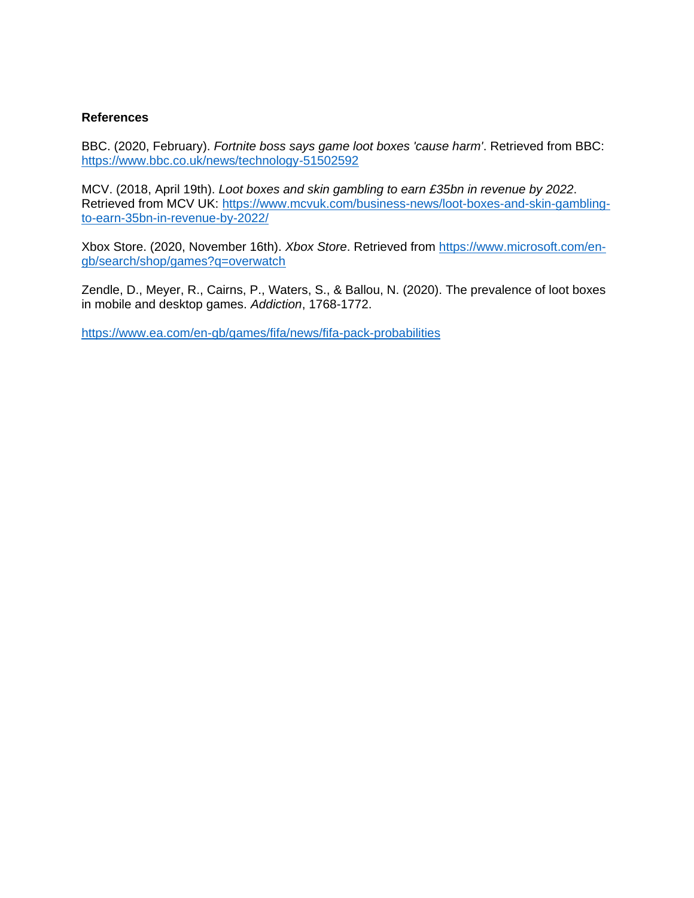**References**

BBC. (2020, February). *Fortnite boss says game loot boxes 'cause harm'*. Retrieved from BBC: https://www.bbc.co.uk/news/technology-51502592

MCV. (2018, April 19th). *Loot boxes and skin gambling to earn £35bn in revenue by 2022*. Retrieved from MCV UK: https://www.mcvuk.com/business-news/loot-boxes-and-skin-gambling-to-earn-35bn-in-revenue-by-2022/

Xbox Store. (2020, November 16th). *Xbox Store*. Retrieved from https://www.microsoft.com/en-gb/search/shop/games?q=overwatch

Zendle, D., Meyer, R., Cairns, P., Waters, S., & Ballou, N. (2020). The prevalence of loot boxes in mobile and desktop games. *Addiction*, 1768-1772.

https://www.ea.com/en-gb/games/fifa/news/fifa-pack-probabilities